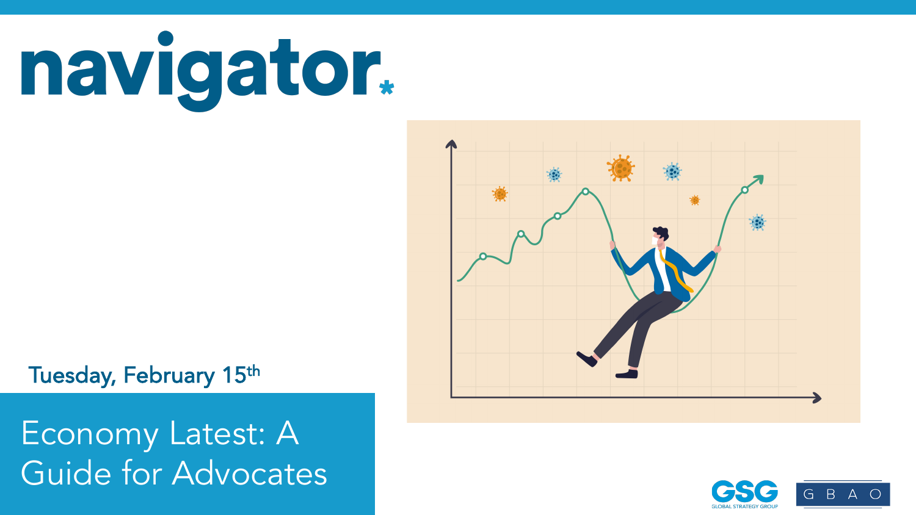# navigator*

Tuesday, February 15th

## Economy Latest: A Guide for Advocates

GSG GLOBAL STRATEGY GROUP

G B A O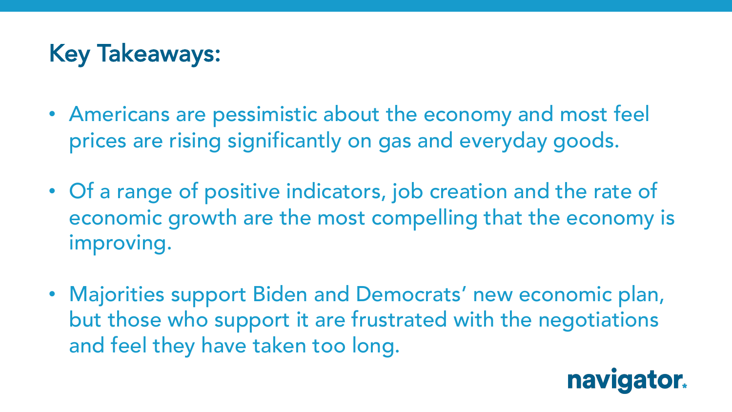# Key Takeaways:

- Americans are pessimistic about the economy and most feel prices are rising significantly on gas and everyday goods.
- Of a range of positive indicators, job creation and the rate of economic growth are the most compelling that the economy is improving.
- Majorities support Biden and Democrats' new economic plan, but those who support it are frustrated with the negotiations and feel they have taken too long.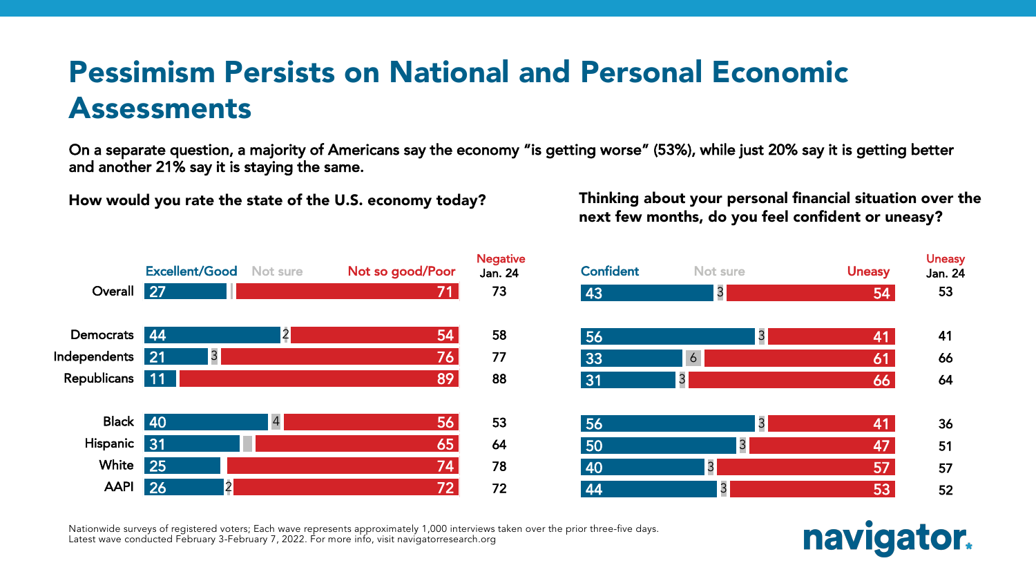# Pessimism Persists on National and Personal Economic Assessments

**On a separate question, a majority of Americans say the economy "is getting worse" (53%), while just 20% say it is getting better and another 21% say it is staying the same.**

**How would you rate the state of the U.S. economy today?**

| | Excellent/Good | Not sure | Not so good/Poor | Negative Jan. 24 |
|---|---|---|---|---|
| Overall | 27 | | 71 | 73 |
| Democrats | 44 | 2 | 54 | 58 |
| Independents | 21 | 3 | 76 | 77 |
| Republicans | 11 | | 89 | 88 |
| Black | 40 | 4 | 56 | 53 |
| Hispanic | 31 | | 65 | 64 |
| White | 25 | | 74 | 78 |
| AAPI | 26 | 2 | 72 | 72 |

**Thinking about your personal financial situation over the next few months, do you feel confident or uneasy?**

| | Confident | Not sure | Uneasy | Uneasy Jan. 24 |
|---|---|---|---|---|
| Overall | 43 | 3 | 54 | 53 |
| Democrats | 56 | 3 | 41 | 41 |
| Independents | 33 | 6 | 61 | 66 |
| Republicans | 31 | 3 | 66 | 64 |
| Black | 56 | 3 | 41 | 36 |
| Hispanic | 50 | 3 | 47 | 51 |
| White | 40 | 3 | 57 | 57 |
| AAPI | 44 | 3 | 53 | 52 |

Nationwide surveys of registered voters; Each wave represents approximately 1,000 interviews taken over the prior three-five days. Latest wave conducted February 3-February 7, 2022. For more info, visit navigatorresearch.org

navigator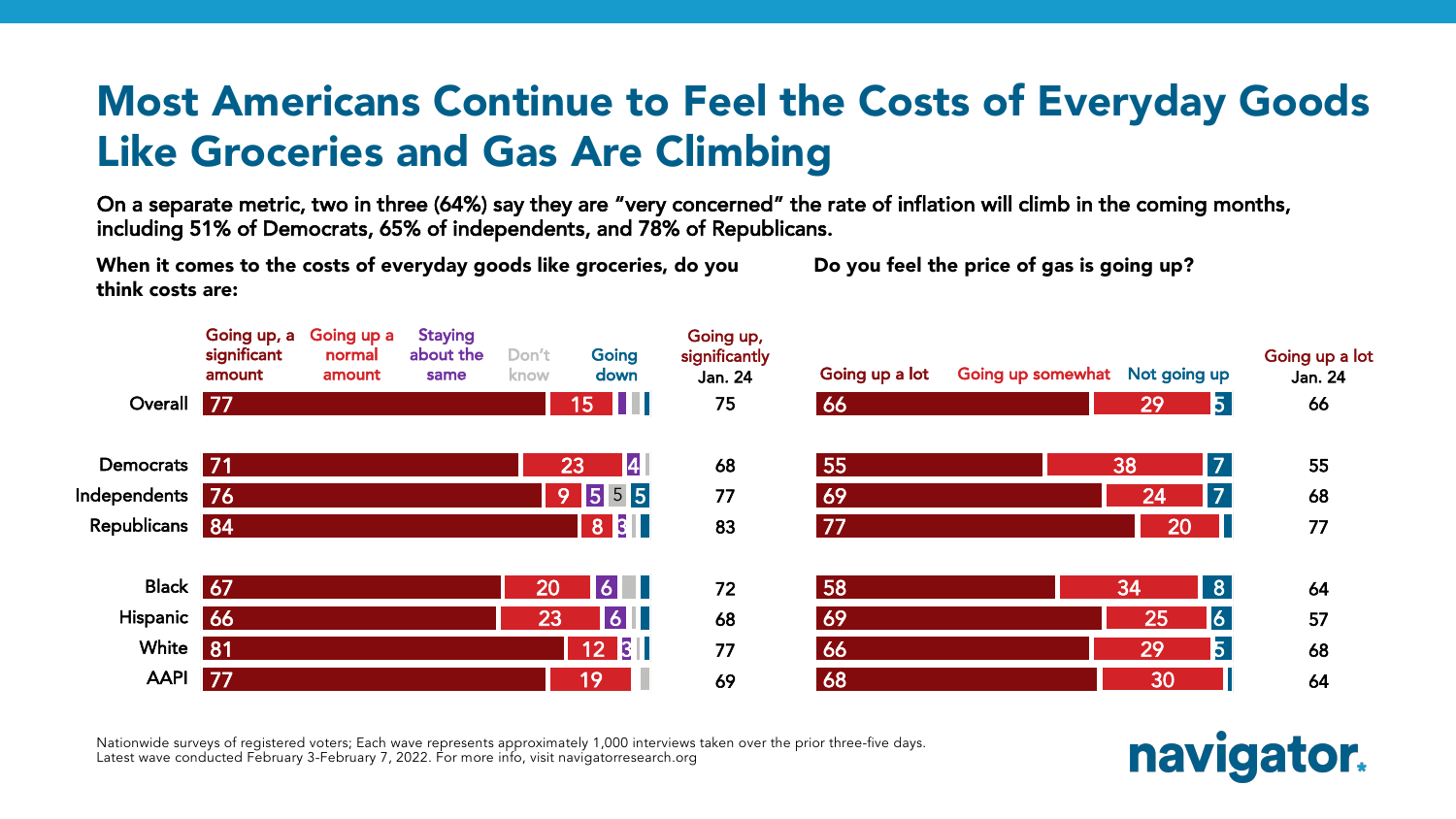# Most Americans Continue to Feel the Costs of Everyday Goods Like Groceries and Gas Are Climbing

**On a separate metric, two in three (64%) say they are "very concerned" the rate of inflation will climb in the coming months, including 51% of Democrats, 65% of independents, and 78% of Republicans.**

**When it comes to the costs of everyday goods like groceries, do you think costs are:**

| | Going up, a significant amount | Going up a normal amount | Staying about the same | Don't know | Going down | Going up, significantly Jan. 24 |
|---|---|---|---|---|---|---|
| Overall | 77 | 15 | | | | 75 |
| Democrats | 71 | 23 | 4 | | | 68 |
| Independents | 76 | 9 | 5 | 5 | 5 | 77 |
| Republicans | 84 | 8 | 3 | | | 83 |
| Black | 67 | 20 | 6 | | | 72 |
| Hispanic | 66 | 23 | 6 | | | 68 |
| White | 81 | 12 | 3 | | | 77 |
| AAPI | 77 | 19 | | | | 69 |

**Do you feel the price of gas is going up?**

| | Going up a lot | Going up somewhat | Not going up | Going up a lot Jan. 24 |
|---|---|---|---|---|
| Overall | 66 | 29 | 5 | 66 |
| Democrats | 55 | 38 | 7 | 55 |
| Independents | 69 | 24 | 7 | 68 |
| Republicans | 77 | 20 | | 77 |
| Black | 58 | 34 | 8 | 64 |
| Hispanic | 69 | 25 | 6 | 57 |
| White | 66 | 29 | 5 | 68 |
| AAPI | 68 | 30 | | 64 |

Nationwide surveys of registered voters; Each wave represents approximately 1,000 interviews taken over the prior three-five days. Latest wave conducted February 3-February 7, 2022. For more info, visit navigatorresearch.org

navigator.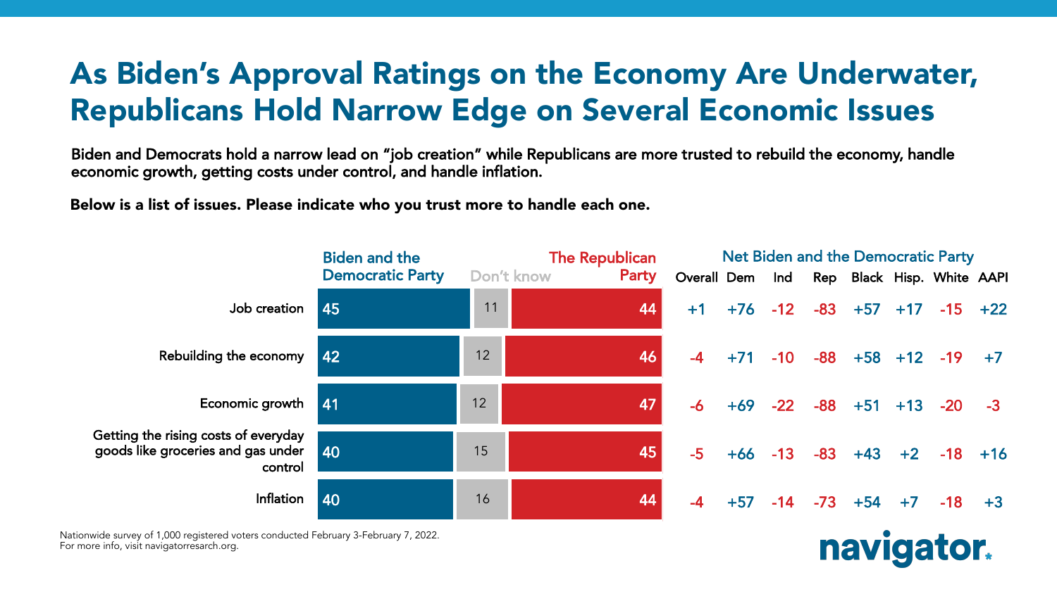# As Biden's Approval Ratings on the Economy Are Underwater, Republicans Hold Narrow Edge on Several Economic Issues

**Biden and Democrats hold a narrow lead on "job creation" while Republicans are more trusted to rebuild the economy, handle economic growth, getting costs under control, and handle inflation.**

**Below is a list of issues. Please indicate who you trust more to handle each one.**

| | Biden and the Democratic Party | Don't know | The Republican Party | Net Biden and the Democratic Party: Overall | Dem | Ind | Rep | Black | Hisp. | White | AAPI |
|---|---|---|---|---|---|---|---|---|---|---|---|
| Job creation | 45 | 11 | 44 | +1 | +76 | -12 | -83 | +57 | +17 | -15 | +22 |
| Rebuilding the economy | 42 | 12 | 46 | -4 | +71 | -10 | -88 | +58 | +12 | -19 | +7 |
| Economic growth | 41 | 12 | 47 | -6 | +69 | -22 | -88 | +51 | +13 | -20 | -3 |
| Getting the rising costs of everyday goods like groceries and gas under control | 40 | 15 | 45 | -5 | +66 | -13 | -83 | +43 | +2 | -18 | +16 |
| Inflation | 40 | 16 | 44 | -4 | +57 | -14 | -73 | +54 | +7 | -18 | +3 |

Nationwide survey of 1,000 registered voters conducted February 3-February 7, 2022.
For more info, visit navigatorresearch.org.

navigator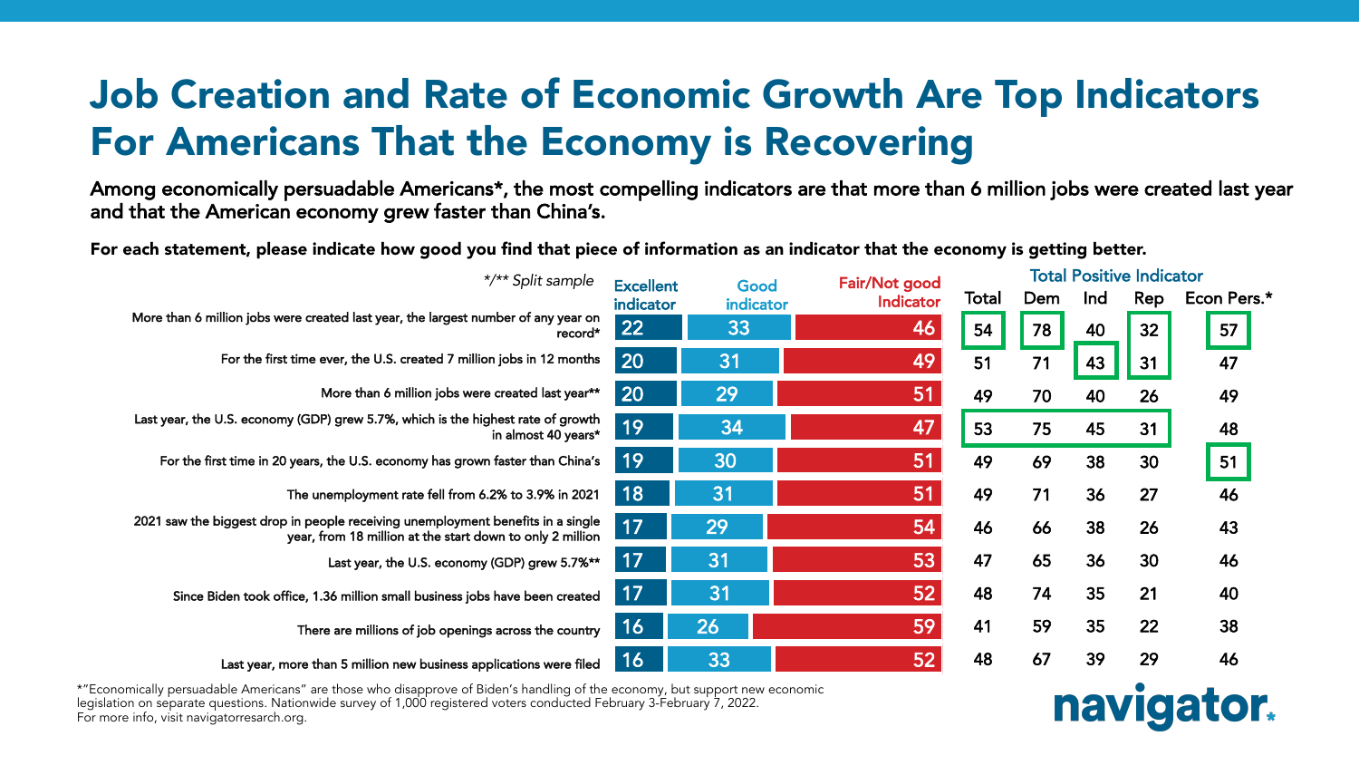# Job Creation and Rate of Economic Growth Are Top Indicators For Americans That the Economy is Recovering

**Among economically persuadable Americans*, the most compelling indicators are that more than 6 million jobs were created last year and that the American economy grew faster than China's.**

**For each statement, please indicate how good you find that piece of information as an indicator that the economy is getting better.**

| */** Split sample | Excellent indicator | Good indicator | Fair/Not good Indicator | Total Positive Indicator: Total | Dem | Ind | Rep | Econ Pers.* |
|---|---|---|---|---|---|---|---|---|
| More than 6 million jobs were created last year, the largest number of any year on record* | 22 | 33 | 46 | 54 | 78 | 40 | 32 | 57 |
| For the first time ever, the U.S. created 7 million jobs in 12 months | 20 | 31 | 49 | 51 | 71 | 43 | 31 | 47 |
| More than 6 million jobs were created last year** | 20 | 29 | 51 | 49 | 70 | 40 | 26 | 49 |
| Last year, the U.S. economy (GDP) grew 5.7%, which is the highest rate of growth in almost 40 years* | 19 | 34 | 47 | 53 | 75 | 45 | 31 | 48 |
| For the first time in 20 years, the U.S. economy has grown faster than China's | 19 | 30 | 51 | 49 | 69 | 38 | 30 | 51 |
| The unemployment rate fell from 6.2% to 3.9% in 2021 | 18 | 31 | 51 | 49 | 71 | 36 | 27 | 46 |
| 2021 saw the biggest drop in people receiving unemployment benefits in a single year, from 18 million at the start down to only 2 million | 17 | 29 | 54 | 46 | 66 | 38 | 26 | 43 |
| Last year, the U.S. economy (GDP) grew 5.7%** | 17 | 31 | 53 | 47 | 65 | 36 | 30 | 46 |
| Since Biden took office, 1.36 million small business jobs have been created | 17 | 31 | 52 | 48 | 74 | 35 | 21 | 40 |
| There are millions of job openings across the country | 16 | 26 | 59 | 41 | 59 | 35 | 22 | 38 |
| Last year, more than 5 million new business applications were filed | 16 | 33 | 52 | 48 | 67 | 39 | 29 | 46 |

*"Economically persuadable Americans" are those who disapprove of Biden's handling of the economy, but support new economic legislation on separate questions. Nationwide survey of 1,000 registered voters conducted February 3-February 7, 2022.
For more info, visit navigatorresearch.org.

navigator.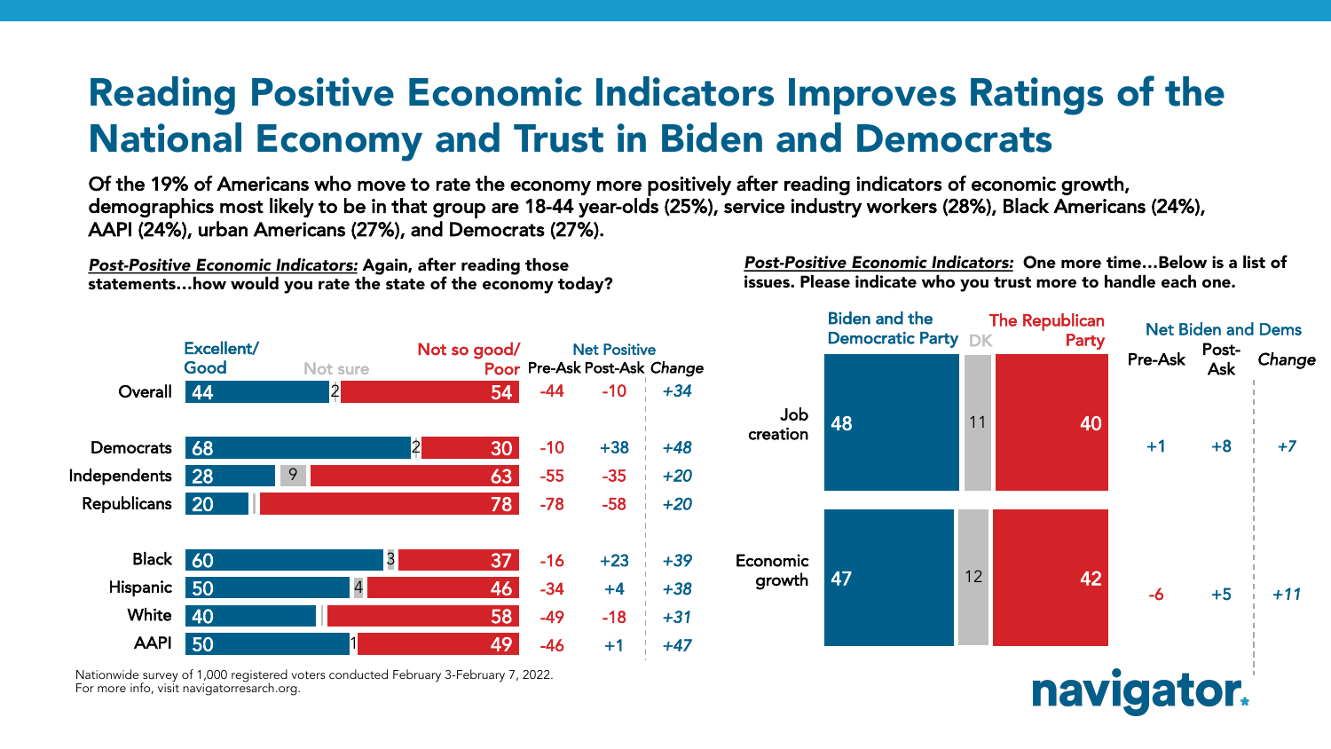# Reading Positive Economic Indicators Improves Ratings of the National Economy and Trust in Biden and Democrats

**Of the 19% of Americans who move to rate the economy more positively after reading indicators of economic growth, demographics most likely to be in that group are 18-44 year-olds (25%), service industry workers (28%), Black Americans (24%), AAPI (24%), urban Americans (27%), and Democrats (27%).**

***Post-Positive Economic Indicators:*** **Again, after reading those statements…how would you rate the state of the economy today?**

| | Excellent/ Good | Not sure | Not so good/ Poor | Net Positive Pre-Ask | Net Positive Post-Ask | Change |
|---|---|---|---|---|---|---|
| Overall | 44 | 2 | 54 | -44 | -10 | +34 |
| Democrats | 68 | 2 | 30 | -10 | +38 | +48 |
| Independents | 28 | 9 | 63 | -55 | -35 | +20 |
| Republicans | 20 | | 78 | -78 | -58 | +20 |
| Black | 60 | 3 | 37 | -16 | +23 | +39 |
| Hispanic | 50 | 4 | 46 | -34 | +4 | +38 |
| White | 40 | | 58 | -49 | -18 | +31 |
| AAPI | 50 | 1 | 49 | -46 | +1 | +47 |

***Post-Positive Economic Indicators:*** **One more time…Below is a list of issues. Please indicate who you trust more to handle each one.**

| | Biden and the Democratic Party | DK | The Republican Party | Net Biden and Dems Pre-Ask | Net Biden and Dems Post-Ask | Change |
|---|---|---|---|---|---|---|
| Job creation | 48 | 11 | 40 | +1 | +8 | +7 |
| Economic growth | 47 | 12 | 42 | -6 | +5 | +11 |

Nationwide survey of 1,000 registered voters conducted February 3-February 7, 2022.
For more info, visit navigatorresearch.org.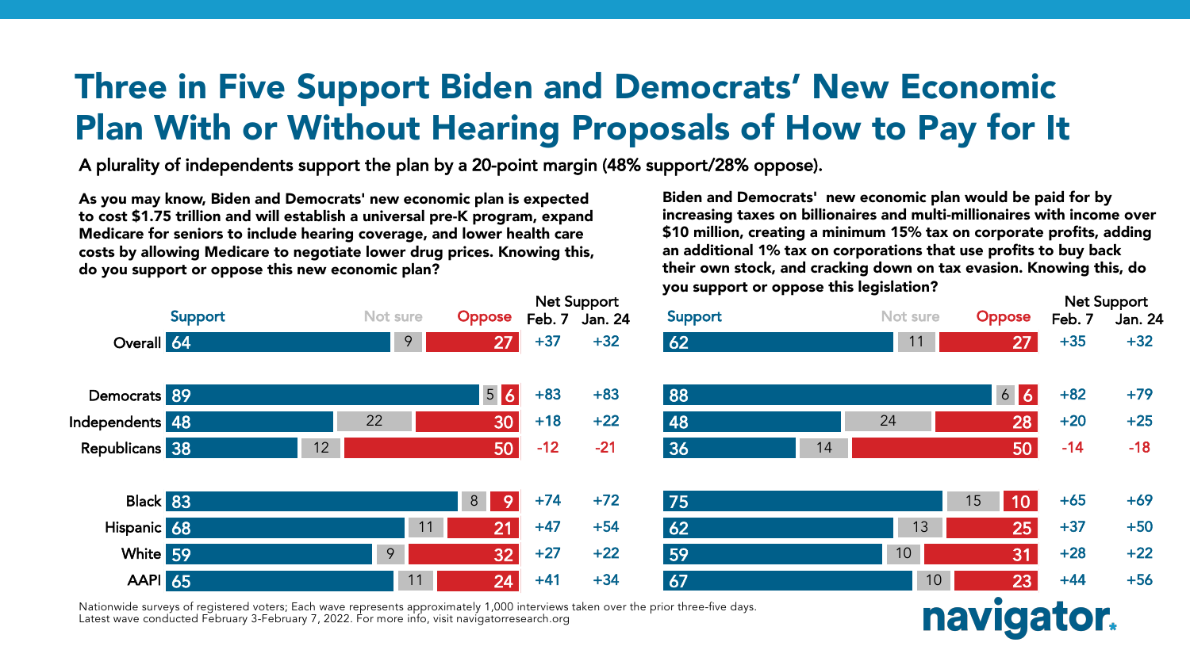# Three in Five Support Biden and Democrats' New Economic Plan With or Without Hearing Proposals of How to Pay for It

A plurality of independents support the plan by a 20-point margin (48% support/28% oppose).

**As you may know, Biden and Democrats' new economic plan is expected to cost $1.75 trillion and will establish a universal pre-K program, expand Medicare for seniors to include hearing coverage, and lower health care costs by allowing Medicare to negotiate lower drug prices. Knowing this, do you support or oppose this new economic plan?**

| | Support | Not sure | Oppose | Net Support Feb. 7 | Net Support Jan. 24 |
|---|---|---|---|---|---|
| Overall | 64 | 9 | 27 | +37 | +32 |
| Democrats | 89 | 5 | 6 | +83 | +83 |
| Independents | 48 | 22 | 30 | +18 | +22 |
| Republicans | 38 | 12 | 50 | -12 | -21 |
| Black | 83 | 8 | 9 | +74 | +72 |
| Hispanic | 68 | 11 | 21 | +47 | +54 |
| White | 59 | 9 | 32 | +27 | +22 |
| AAPI | 65 | 11 | 24 | +41 | +34 |

**Biden and Democrats' new economic plan would be paid for by increasing taxes on billionaires and multi-millionaires with income over $10 million, creating a minimum 15% tax on corporate profits, adding an additional 1% tax on corporations that use profits to buy back their own stock, and cracking down on tax evasion. Knowing this, do you support or oppose this legislation?**

| | Support | Not sure | Oppose | Net Support Feb. 7 | Net Support Jan. 24 |
|---|---|---|---|---|---|
| Overall | 62 | 11 | 27 | +35 | +32 |
| Democrats | 88 | 6 | 6 | +82 | +79 |
| Independents | 48 | 24 | 28 | +20 | +25 |
| Republicans | 36 | 14 | 50 | -14 | -18 |
| Black | 75 | 15 | 10 | +65 | +69 |
| Hispanic | 62 | 13 | 25 | +37 | +50 |
| White | 59 | 10 | 31 | +28 | +22 |
| AAPI | 67 | 10 | 23 | +44 | +56 |

Nationwide surveys of registered voters; Each wave represents approximately 1,000 interviews taken over the prior three-five days. Latest wave conducted February 3-February 7, 2022. For more info, visit navigatorresearch.org

navigator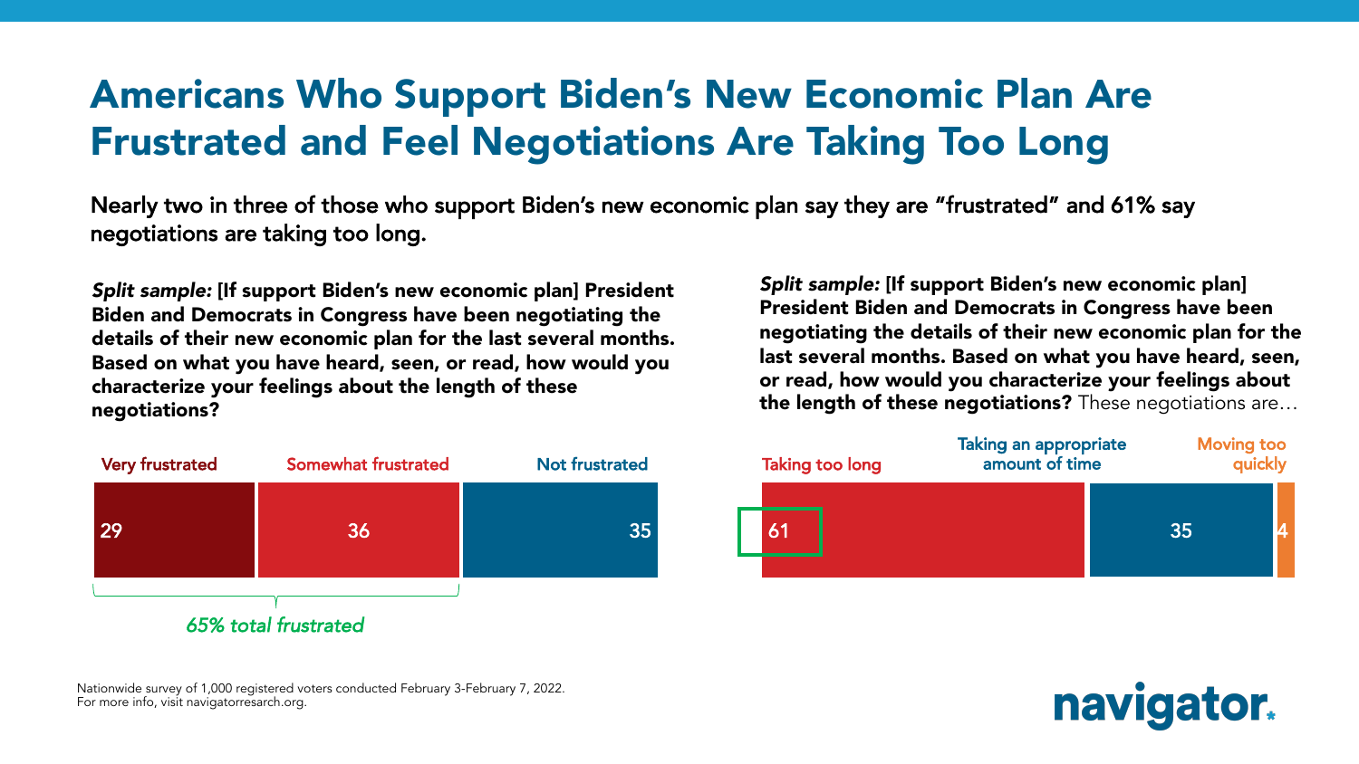# Americans Who Support Biden's New Economic Plan Are Frustrated and Feel Negotiations Are Taking Too Long

**Nearly two in three of those who support Biden's new economic plan say they are "frustrated" and 61% say negotiations are taking too long.**

***Split sample:*** **[If support Biden's new economic plan] President Biden and Democrats in Congress have been negotiating the details of their new economic plan for the last several months. Based on what you have heard, seen, or read, how would you characterize your feelings about the length of these negotiations?**

| Very frustrated | Somewhat frustrated | Not frustrated |
|---|---|---|
| 29 | 36 | 35 |

*65% total frustrated*

***Split sample:*** **[If support Biden's new economic plan] President Biden and Democrats in Congress have been negotiating the details of their new economic plan for the last several months. Based on what you have heard, seen, or read, how would you characterize your feelings about the length of these negotiations?** These negotiations are…

| Taking too long | Taking an appropriate amount of time | Moving too quickly |
|---|---|---|
| 61 | 35 | 4 |

Nationwide survey of 1,000 registered voters conducted February 3-February 7, 2022.
For more info, visit navigatorresearch.org.

navigator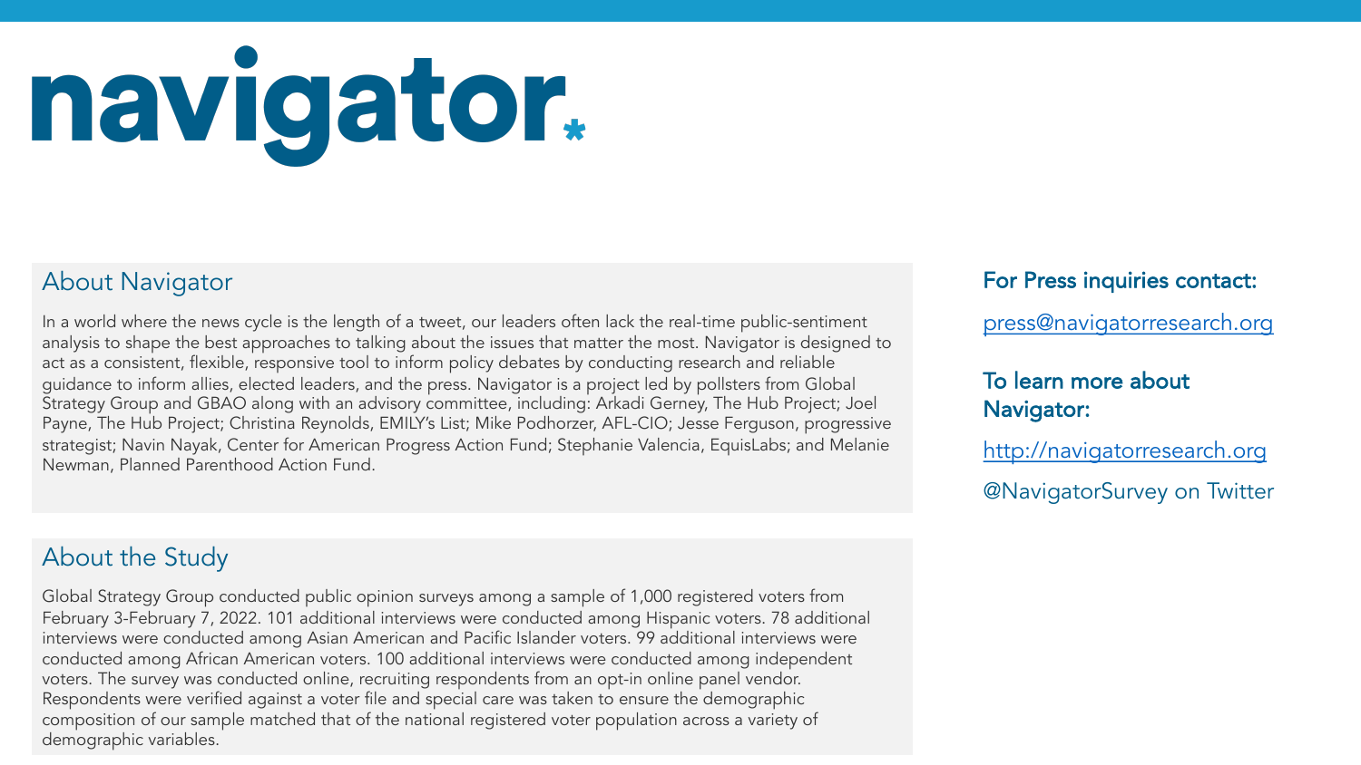# navigator*

## About Navigator

In a world where the news cycle is the length of a tweet, our leaders often lack the real-time public-sentiment analysis to shape the best approaches to talking about the issues that matter the most. Navigator is designed to act as a consistent, flexible, responsive tool to inform policy debates by conducting research and reliable guidance to inform allies, elected leaders, and the press. Navigator is a project led by pollsters from Global Strategy Group and GBAO along with an advisory committee, including: Arkadi Gerney, The Hub Project; Joel Payne, The Hub Project; Christina Reynolds, EMILY's List; Mike Podhorzer, AFL-CIO; Jesse Ferguson, progressive strategist; Navin Nayak, Center for American Progress Action Fund; Stephanie Valencia, EquisLabs; and Melanie Newman, Planned Parenthood Action Fund.

## About the Study

Global Strategy Group conducted public opinion surveys among a sample of 1,000 registered voters from February 3-February 7, 2022. 101 additional interviews were conducted among Hispanic voters. 78 additional interviews were conducted among Asian American and Pacific Islander voters. 99 additional interviews were conducted among African American voters. 100 additional interviews were conducted among independent voters. The survey was conducted online, recruiting respondents from an opt-in online panel vendor. Respondents were verified against a voter file and special care was taken to ensure the demographic composition of our sample matched that of the national registered voter population across a variety of demographic variables.

**For Press inquiries contact:**

press@navigatorresearch.org

**To learn more about Navigator:**

http://navigatorresearch.org

@NavigatorSurvey on Twitter